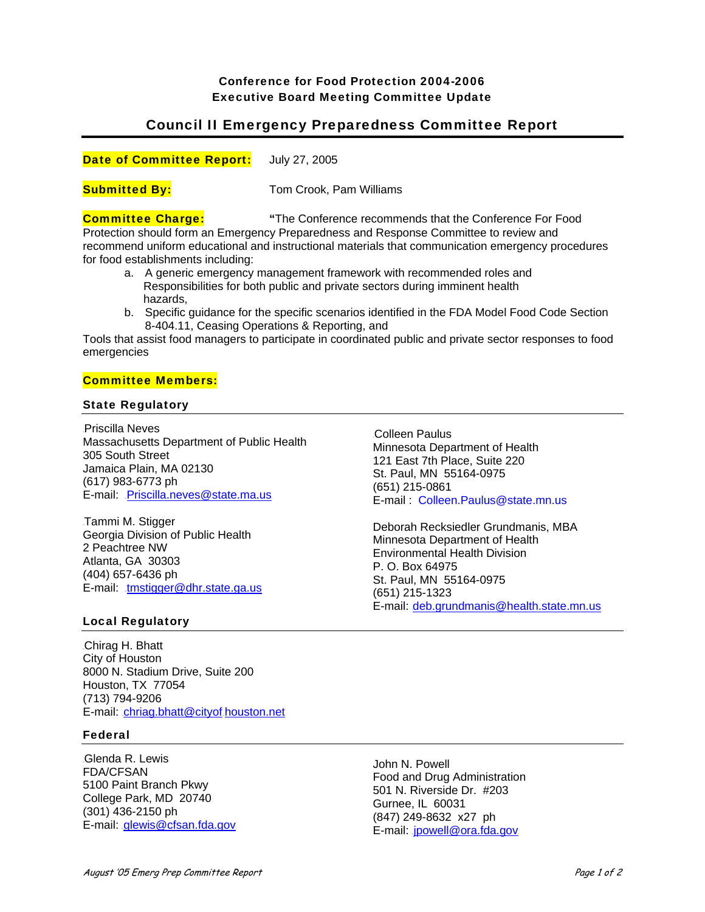# Conference for Food Protection 2004-2006
## Executive Board Meeting Committee Update

## Council II Emergency Preparedness Committee Report

**Date of Committee Report:** July 27, 2005

**Submitted By:** Tom Crook, Pam Williams

**Committee Charge:** "The Conference recommends that the Conference For Food Protection should form an Emergency Preparedness and Response Committee to review and recommend uniform educational and instructional materials that communication emergency procedures for food establishments including:

a. A generic emergency management framework with recommended roles and Responsibilities for both public and private sectors during imminent health hazards,
b. Specific guidance for the specific scenarios identified in the FDA Model Food Code Section 8-404.11, Ceasing Operations & Reporting, and

Tools that assist food managers to participate in coordinated public and private sector responses to food emergencies

**Committee Members:**

### State Regulatory

Priscilla Neves
Massachusetts Department of Public Health
305 South Street
Jamaica Plain, MA 02130
(617) 983-6773 ph
E-mail: Priscilla.neves@state.ma.us

Tammi M. Stigger
Georgia Division of Public Health
2 Peachtree NW
Atlanta, GA 30303
(404) 657-6436 ph
E-mail: tmstigger@dhr.state.ga.us

Colleen Paulus
Minnesota Department of Health
121 East 7th Place, Suite 220
St. Paul, MN 55164-0975
(651) 215-0861
E-mail : Colleen.Paulus@state.mn.us

Deborah Recksiedler Grundmanis, MBA
Minnesota Department of Health
Environmental Health Division
P. O. Box 64975
St. Paul, MN 55164-0975
(651) 215-1323
E-mail: deb.grundmanis@health.state.mn.us

### Local Regulatory

Chirag H. Bhatt
City of Houston
8000 N. Stadium Drive, Suite 200
Houston, TX 77054
(713) 794-9206
E-mail: chriag.bhatt@cityof houston.net

### Federal

Glenda R. Lewis
FDA/CFSAN
5100 Paint Branch Pkwy
College Park, MD 20740
(301) 436-2150 ph
E-mail: glewis@cfsan.fda.gov

John N. Powell
Food and Drug Administration
501 N. Riverside Dr. #203
Gurnee, IL 60031
(847) 249-8632 x27 ph
E-mail: jpowell@ora.fda.gov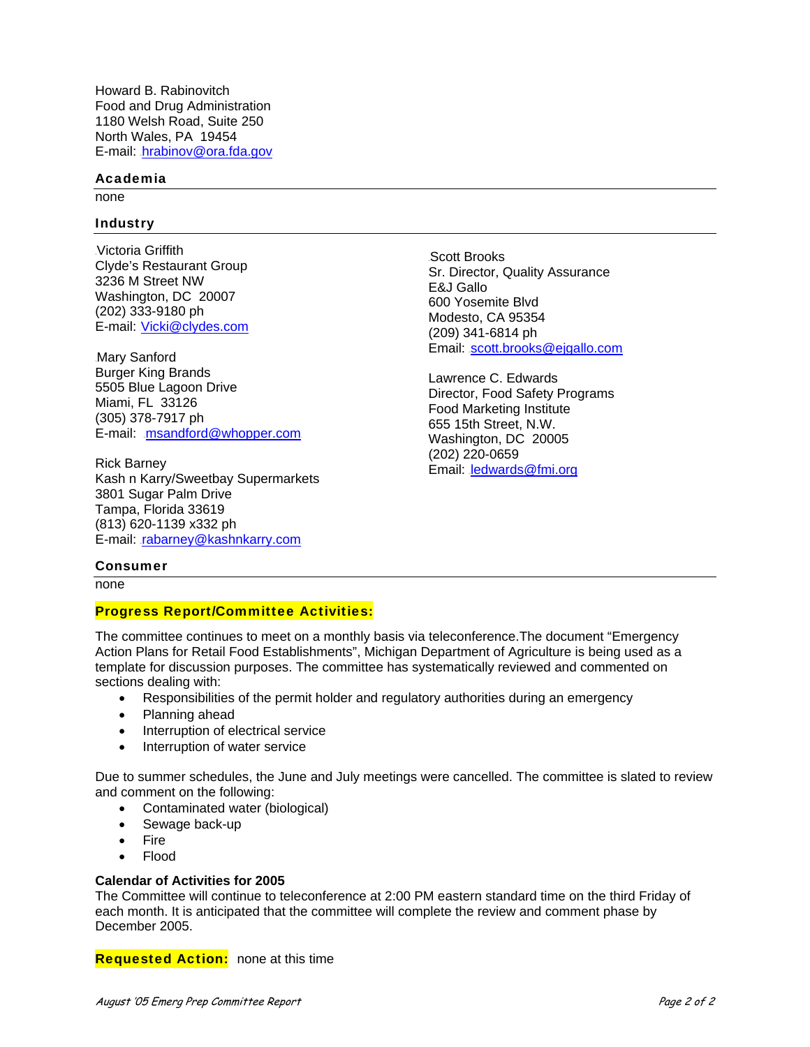Howard B. Rabinovitch
Food and Drug Administration
1180 Welsh Road, Suite 250
North Wales, PA 19454
E-mail: hrabinov@ora.fda.gov

## Academia

none

## Industry

Victoria Griffith
Clyde's Restaurant Group
3236 M Street NW
Washington, DC 20007
(202) 333-9180 ph
E-mail: Vicki@clydes.com

Mary Sanford
Burger King Brands
5505 Blue Lagoon Drive
Miami, FL 33126
(305) 378-7917 ph
E-mail: msandford@whopper.com

Rick Barney
Kash n Karry/Sweetbay Supermarkets
3801 Sugar Palm Drive
Tampa, Florida 33619
(813) 620-1139 x332 ph
E-mail: rabarney@kashnkarry.com

Scott Brooks
Sr. Director, Quality Assurance
E&J Gallo
600 Yosemite Blvd
Modesto, CA 95354
(209) 341-6814 ph
Email: scott.brooks@ejgallo.com

Lawrence C. Edwards
Director, Food Safety Programs
Food Marketing Institute
655 15th Street, N.W.
Washington, DC 20005
(202) 220-0659
Email: ledwards@fmi.org

## Consumer

none

## Progress Report/Committee Activities:

The committee continues to meet on a monthly basis via teleconference.The document "Emergency Action Plans for Retail Food Establishments", Michigan Department of Agriculture is being used as a template for discussion purposes. The committee has systematically reviewed and commented on sections dealing with:

- Responsibilities of the permit holder and regulatory authorities during an emergency
- Planning ahead
- Interruption of electrical service
- Interruption of water service

Due to summer schedules, the June and July meetings were cancelled. The committee is slated to review and comment on the following:

- Contaminated water (biological)
- Sewage back-up
- Fire
- Flood

**Calendar of Activities for 2005**

The Committee will continue to teleconference at 2:00 PM eastern standard time on the third Friday of each month. It is anticipated that the committee will complete the review and comment phase by December 2005.

**Requested Action:** none at this time